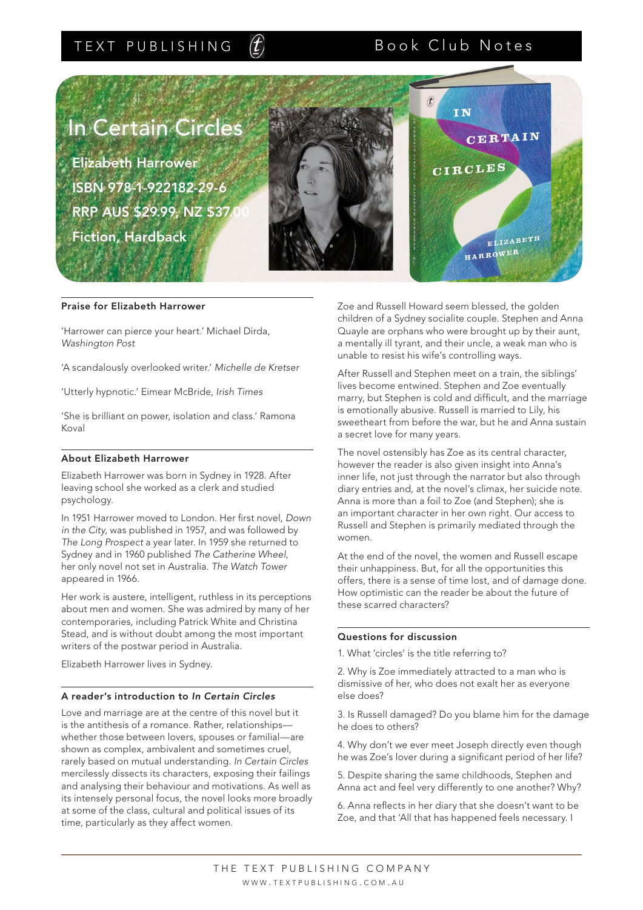TEXT PUBLISHING — Book Club Notes

# In Certain Circles

**Elizabeth Harrower**
**ISBN 978-1-922182-29-6**
**RRP AUS $29.99, NZ $37.00**
**Fiction, Hardback**

## Praise for Elizabeth Harrower

'Harrower can pierce your heart.' Michael Dirda, *Washington Post*

'A scandalously overlooked writer.' *Michelle de Kretser*

'Utterly hypnotic.' Eimear McBride, *Irish Times*

'She is brilliant on power, isolation and class.' Ramona Koval

## About Elizabeth Harrower

Elizabeth Harrower was born in Sydney in 1928. After leaving school she worked as a clerk and studied psychology.

In 1951 Harrower moved to London. Her first novel, *Down in the City*, was published in 1957, and was followed by *The Long Prospect* a year later. In 1959 she returned to Sydney and in 1960 published *The Catherine Wheel*, her only novel not set in Australia. *The Watch Tower* appeared in 1966.

Her work is austere, intelligent, ruthless in its perceptions about men and women. She was admired by many of her contemporaries, including Patrick White and Christina Stead, and is without doubt among the most important writers of the postwar period in Australia.

Elizabeth Harrower lives in Sydney.

## A reader's introduction to *In Certain Circles*

Love and marriage are at the centre of this novel but it is the antithesis of a romance. Rather, relationships—whether those between lovers, spouses or familial—are shown as complex, ambivalent and sometimes cruel, rarely based on mutual understanding. *In Certain Circles* mercilessly dissects its characters, exposing their failings and analysing their behaviour and motivations. As well as its intensely personal focus, the novel looks more broadly at some of the class, cultural and political issues of its time, particularly as they affect women.

Zoe and Russell Howard seem blessed, the golden children of a Sydney socialite couple. Stephen and Anna Quayle are orphans who were brought up by their aunt, a mentally ill tyrant, and their uncle, a weak man who is unable to resist his wife's controlling ways.

After Russell and Stephen meet on a train, the siblings' lives become entwined. Stephen and Zoe eventually marry, but Stephen is cold and difficult, and the marriage is emotionally abusive. Russell is married to Lily, his sweetheart from before the war, but he and Anna sustain a secret love for many years.

The novel ostensibly has Zoe as its central character, however the reader is also given insight into Anna's inner life, not just through the narrator but also through diary entries and, at the novel's climax, her suicide note. Anna is more than a foil to Zoe (and Stephen); she is an important character in her own right. Our access to Russell and Stephen is primarily mediated through the women.

At the end of the novel, the women and Russell escape their unhappiness. But, for all the opportunities this offers, there is a sense of time lost, and of damage done. How optimistic can the reader be about the future of these scarred characters?

## Questions for discussion

1. What 'circles' is the title referring to?

2. Why is Zoe immediately attracted to a man who is dismissive of her, who does not exalt her as everyone else does?

3. Is Russell damaged? Do you blame him for the damage he does to others?

4. Why don't we ever meet Joseph directly even though he was Zoe's lover during a significant period of her life?

5. Despite sharing the same childhoods, Stephen and Anna act and feel very differently to one another? Why?

6. Anna reflects in her diary that she doesn't want to be Zoe, and that 'All that has happened feels necessary. I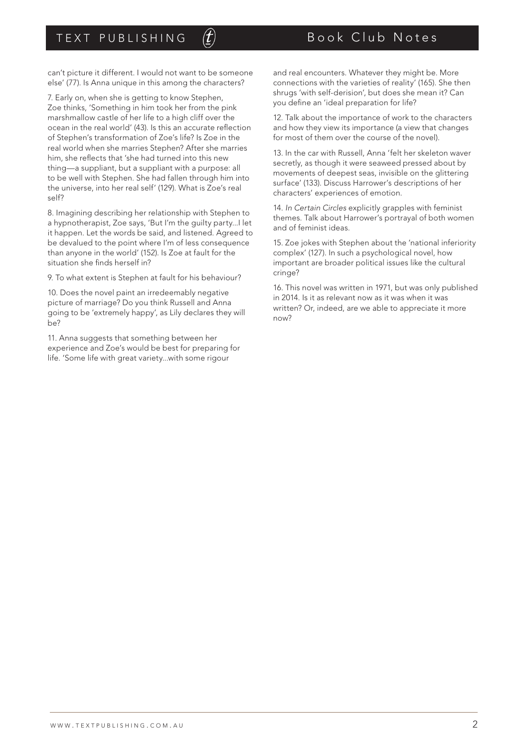can't picture it different. I would not want to be someone else' (77). Is Anna unique in this among the characters?

7. Early on, when she is getting to know Stephen, Zoe thinks, 'Something in him took her from the pink marshmallow castle of her life to a high cliff over the ocean in the real world' (43). Is this an accurate reflection of Stephen's transformation of Zoe's life? Is Zoe in the real world when she marries Stephen? After she marries him, she reflects that 'she had turned into this new thing—a suppliant, but a suppliant with a purpose: all to be well with Stephen. She had fallen through him into the universe, into her real self' (129). What is Zoe's real self?

8. Imagining describing her relationship with Stephen to a hypnotherapist, Zoe says, 'But I'm the guilty party...I let it happen. Let the words be said, and listened. Agreed to be devalued to the point where I'm of less consequence than anyone in the world' (152). Is Zoe at fault for the situation she finds herself in?

9. To what extent is Stephen at fault for his behaviour?

10. Does the novel paint an irredeemably negative picture of marriage? Do you think Russell and Anna going to be 'extremely happy', as Lily declares they will be?

11. Anna suggests that something between her experience and Zoe's would be best for preparing for life. 'Some life with great variety...with some rigour and real encounters. Whatever they might be. More connections with the varieties of reality' (165). She then shrugs 'with self-derision', but does she mean it? Can you define an 'ideal preparation for life?

12. Talk about the importance of work to the characters and how they view its importance (a view that changes for most of them over the course of the novel).

13. In the car with Russell, Anna 'felt her skeleton waver secretly, as though it were seaweed pressed about by movements of deepest seas, invisible on the glittering surface' (133). Discuss Harrower's descriptions of her characters' experiences of emotion.

14. *In Certain Circles* explicitly grapples with feminist themes. Talk about Harrower's portrayal of both women and of feminist ideas.

15. Zoe jokes with Stephen about the 'national inferiority complex' (127). In such a psychological novel, how important are broader political issues like the cultural cringe?

16. This novel was written in 1971, but was only published in 2014. Is it as relevant now as it was when it was written? Or, indeed, are we able to appreciate it more now?